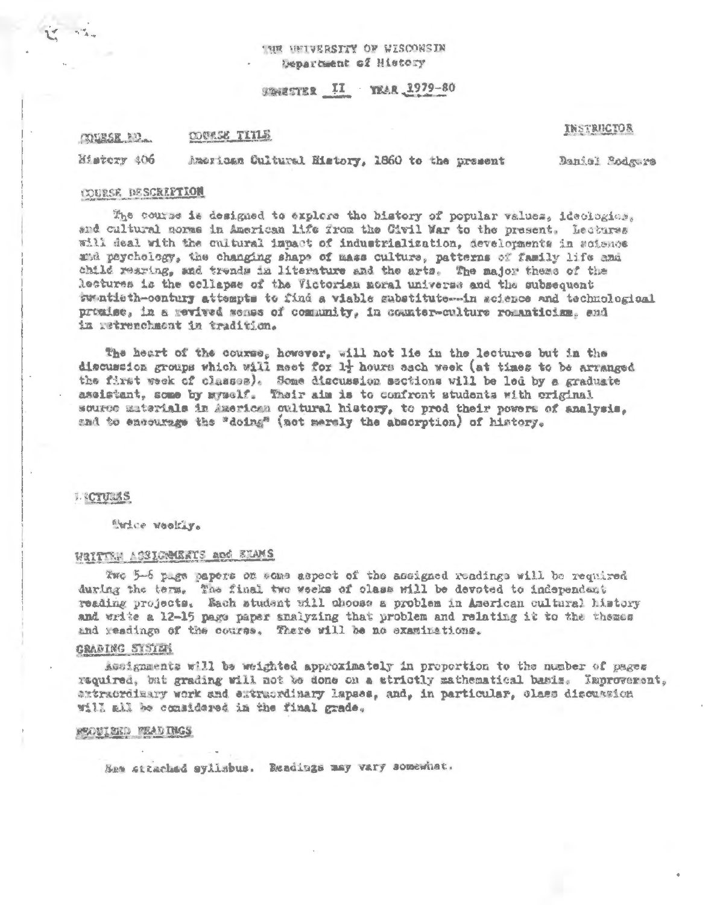THE UNIVERSITY OF WISCONSIN
Department of History

SEMESTER II YEAR 1979-80

| COURSE NO. | COURSE TITLE | INSTRUCTOR |
| --- | --- | --- |
| History 406 | American Cultural History, 1860 to the present | Daniel Rodgers |

## COURSE DESCRIPTION

The course is designed to explore the history of popular values, ideologies, and cultural norms in American life from the Civil War to the present. Lectures will deal with the cultural impact of industrialization, developments in science and psychology, the changing shape of mass culture, patterns of family life and child rearing, and trends in literature and the arts. The major theme of the lectures is the collapse of the Victorian moral universe and the subsequent twentieth-century attempts to find a viable substitute—in science and technological promise, in a revived sense of community, in counter-culture romanticism, and in retrenchment in tradition.

The heart of the course, however, will not lie in the lectures but in the discussion groups which will meet for 1½ hours each week (at times to be arranged the first week of classes). Some discussion sections will be led by a graduate assistant, some by myself. Their aim is to confront students with original source materials in American cultural history, to prod their powers of analysis, and to encourage the "doing" (not merely the absorption) of history.

## LECTURES

Twice weekly.

## WRITTEN ASSIGNMENTS and EXAMS

Two 5-6 page papers on some aspect of the assigned readings will be required during the term. The final two weeks of class will be devoted to independent reading projects. Each student will choose a problem in American cultural history and write a 12-15 page paper analyzing that problem and relating it to the themes and readings of the course. There will be no examinations.

## GRADING SYSTEM

Assignments will be weighted approximately in proportion to the number of pages required, but grading will not be done on a strictly mathematical basis. Improvement, extraordinary work and extraordinary lapses, and, in particular, class discussion will all be considered in the final grade.

## REQUIRED READINGS

See attached syllabus. Readings may vary somewhat.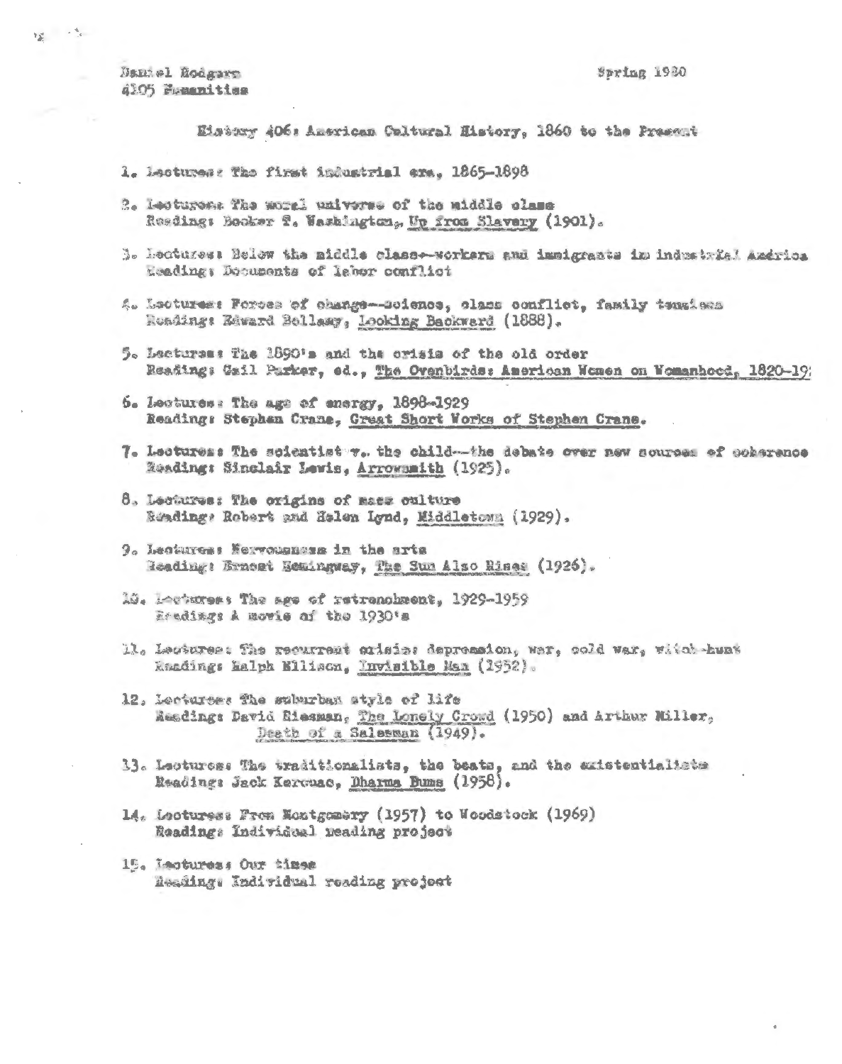Daniel Rodgers
4105 Humanities

Spring 1980

History 406: American Cultural History, 1860 to the Present

1. Lectures: The first industrial era, 1865–1898

2. Lectures: The moral universe of the middle class
   Reading: Booker T. Washington, Up from Slavery (1901).

3. Lectures: Below the middle class—workers and immigrants in industrial America
   Reading: Documents of labor conflict

4. Lectures: Forces of change—science, class conflict, family tensions
   Reading: Edward Bellamy, Looking Backward (1888).

5. Lectures: The 1890's and the crisis of the old order
   Reading: Gail Parker, ed., The Ovenbirds: American Women on Womanhood, 1820-19

6. Lectures: The age of energy, 1898–1929
   Reading: Stephen Crane, Great Short Works of Stephen Crane.

7. Lectures: The scientist v. the child—the debate over new sources of coherence
   Reading: Sinclair Lewis, Arrowsmith (1925).

8. Lectures: The origins of mass culture
   Reading: Robert and Helen Lynd, Middletown (1929).

9. Lectures: Nervousness in the arts
   Reading: Ernest Hemingway, The Sun Also Rises (1926).

10. Lectures: The age of retrenchment, 1929–1959
    Reading: A movie of the 1930's

11. Lectures: The recurrent crisis: depression, war, cold war, witch-hunt
    Reading: Ralph Ellison, Invisible Man (1952).

12. Lectures: The suburban style of life
    Reading: David Riesman, The Lonely Crowd (1950) and Arthur Miller, Death of a Salesman (1949).

13. Lectures: The traditionalists, the beats, and the existentialists
    Reading: Jack Kerouac, Dharma Bums (1958).

14. Lectures: From Montgomery (1957) to Woodstock (1969)
    Reading: Individual reading project

15. Lectures: Our times
    Reading: Individual reading project